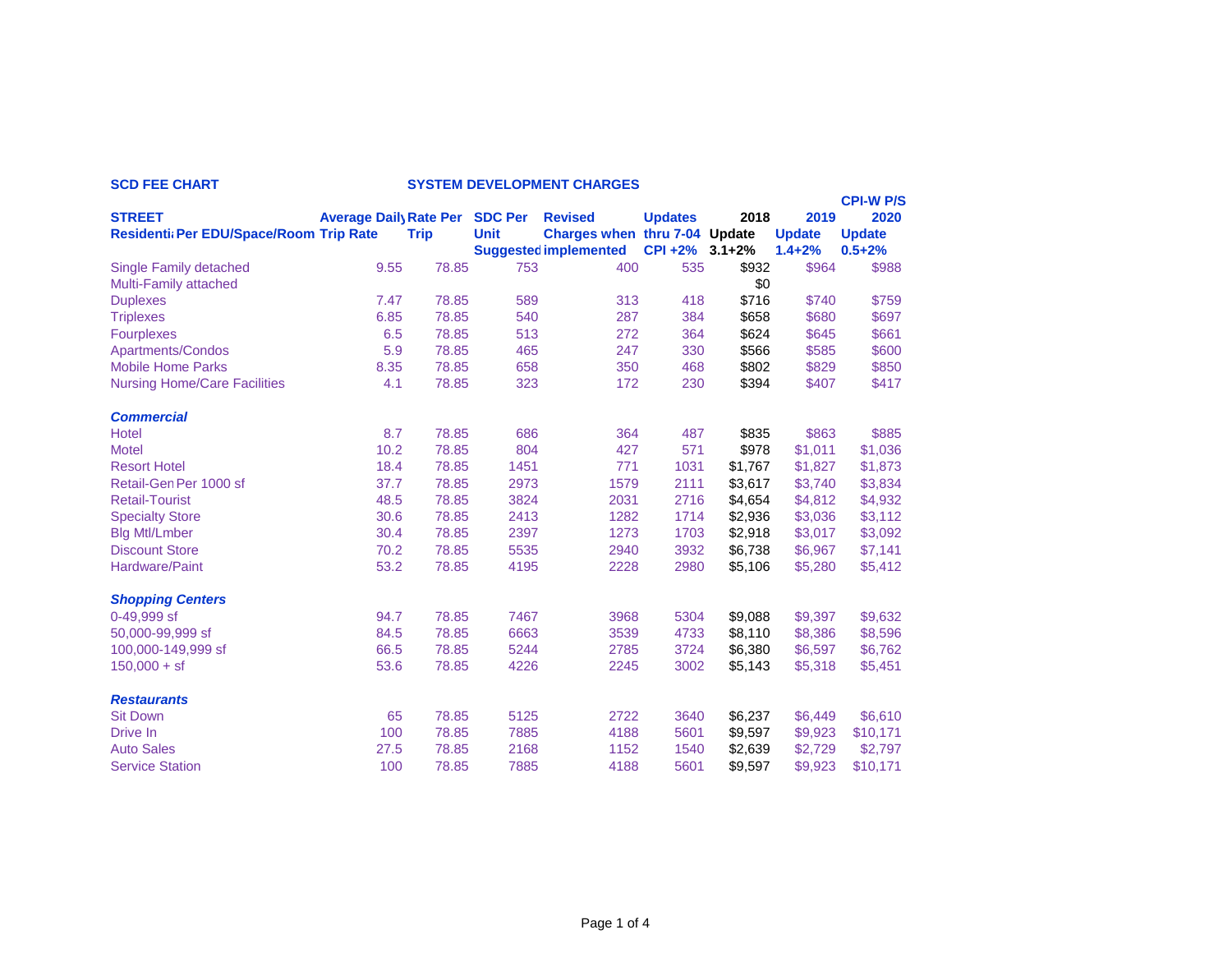**SCD FEE CHART** **SYSTEM DEVELOPMENT CHARGES**

| STREET Residenti: Per EDU/Space/Room | Average Daily Trip Rate | Rate Per Trip | SDC Per Unit Suggested | Revised Charges when implemented | Updates thru 7-04 CPI +2% | 2018 Update 3.1+2% | 2019 Update 1.4+2% | CPI-W P/S 2020 Update 0.5+2% |
|---|---|---|---|---|---|---|---|---|
| Single Family detached | 9.55 | 78.85 | 753 | 400 | 535 | $932 | $964 | $988 |
| Multi-Family attached | | | | | | $0 | | |
| Duplexes | 7.47 | 78.85 | 589 | 313 | 418 | $716 | $740 | $759 |
| Triplexes | 6.85 | 78.85 | 540 | 287 | 384 | $658 | $680 | $697 |
| Fourplexes | 6.5 | 78.85 | 513 | 272 | 364 | $624 | $645 | $661 |
| Apartments/Condos | 5.9 | 78.85 | 465 | 247 | 330 | $566 | $585 | $600 |
| Mobile Home Parks | 8.35 | 78.85 | 658 | 350 | 468 | $802 | $829 | $850 |
| Nursing Home/Care Facilities | 4.1 | 78.85 | 323 | 172 | 230 | $394 | $407 | $417 |
| ***Commercial*** | | | | | | | | |
| Hotel | 8.7 | 78.85 | 686 | 364 | 487 | $835 | $863 | $885 |
| Motel | 10.2 | 78.85 | 804 | 427 | 571 | $978 | $1,011 | $1,036 |
| Resort Hotel | 18.4 | 78.85 | 1451 | 771 | 1031 | $1,767 | $1,827 | $1,873 |
| Retail-Gen Per 1000 sf | 37.7 | 78.85 | 2973 | 1579 | 2111 | $3,617 | $3,740 | $3,834 |
| Retail-Tourist | 48.5 | 78.85 | 3824 | 2031 | 2716 | $4,654 | $4,812 | $4,932 |
| Specialty Store | 30.6 | 78.85 | 2413 | 1282 | 1714 | $2,936 | $3,036 | $3,112 |
| Blg Mtl/Lmber | 30.4 | 78.85 | 2397 | 1273 | 1703 | $2,918 | $3,017 | $3,092 |
| Discount Store | 70.2 | 78.85 | 5535 | 2940 | 3932 | $6,738 | $6,967 | $7,141 |
| Hardware/Paint | 53.2 | 78.85 | 4195 | 2228 | 2980 | $5,106 | $5,280 | $5,412 |
| ***Shopping Centers*** | | | | | | | | |
| 0-49,999 sf | 94.7 | 78.85 | 7467 | 3968 | 5304 | $9,088 | $9,397 | $9,632 |
| 50,000-99,999 sf | 84.5 | 78.85 | 6663 | 3539 | 4733 | $8,110 | $8,386 | $8,596 |
| 100,000-149,999 sf | 66.5 | 78.85 | 5244 | 2785 | 3724 | $6,380 | $6,597 | $6,762 |
| 150,000 + sf | 53.6 | 78.85 | 4226 | 2245 | 3002 | $5,143 | $5,318 | $5,451 |
| ***Restaurants*** | | | | | | | | |
| Sit Down | 65 | 78.85 | 5125 | 2722 | 3640 | $6,237 | $6,449 | $6,610 |
| Drive In | 100 | 78.85 | 7885 | 4188 | 5601 | $9,597 | $9,923 | $10,171 |
| Auto Sales | 27.5 | 78.85 | 2168 | 1152 | 1540 | $2,639 | $2,729 | $2,797 |
| Service Station | 100 | 78.85 | 7885 | 4188 | 5601 | $9,597 | $9,923 | $10,171 |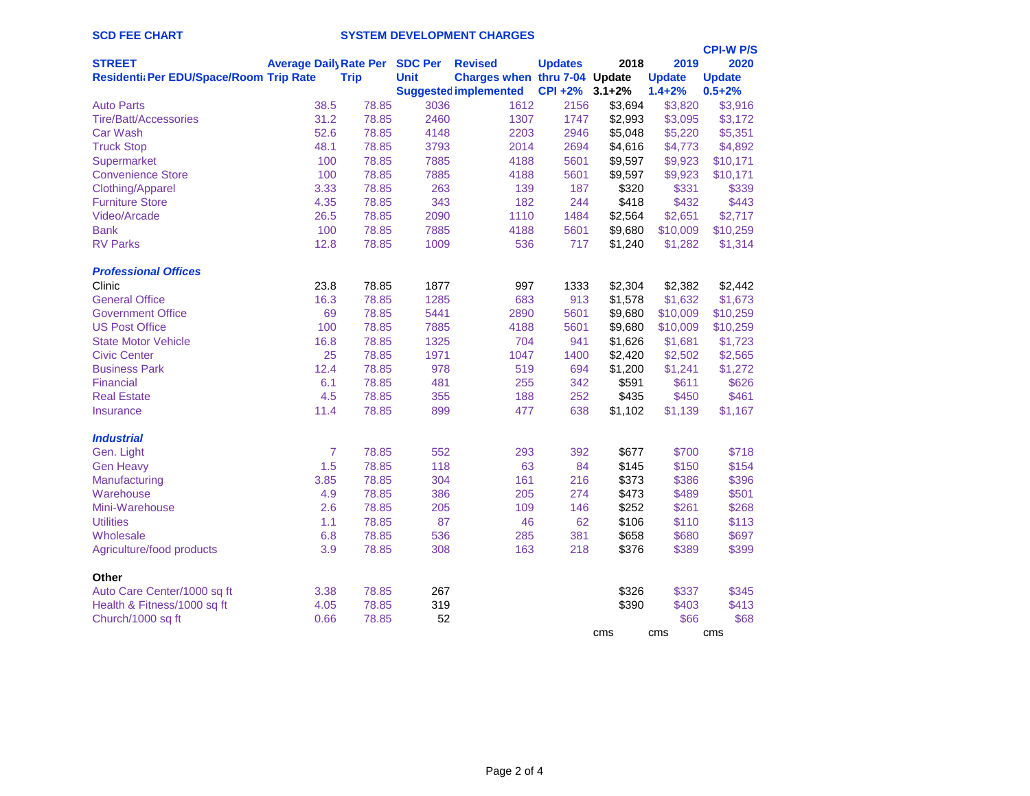**SCD FEE CHART** **SYSTEM DEVELOPMENT CHARGES**

| STREET Residenti Per EDU/Space/Room | Average Daily Trip Rate | Rate Per Trip | SDC Per Unit Suggested | Revised Charges when implemented | Updates thru 7-04 CPI +2% | 2018 Update 3.1+2% | 2019 Update 1.4+2% | CPI-W P/S 2020 Update 0.5+2% |
|---|---|---|---|---|---|---|---|---|
| Auto Parts | 38.5 | 78.85 | 3036 | 1612 | 2156 | $3,694 | $3,820 | $3,916 |
| Tire/Batt/Accessories | 31.2 | 78.85 | 2460 | 1307 | 1747 | $2,993 | $3,095 | $3,172 |
| Car Wash | 52.6 | 78.85 | 4148 | 2203 | 2946 | $5,048 | $5,220 | $5,351 |
| Truck Stop | 48.1 | 78.85 | 3793 | 2014 | 2694 | $4,616 | $4,773 | $4,892 |
| Supermarket | 100 | 78.85 | 7885 | 4188 | 5601 | $9,597 | $9,923 | $10,171 |
| Convenience Store | 100 | 78.85 | 7885 | 4188 | 5601 | $9,597 | $9,923 | $10,171 |
| Clothing/Apparel | 3.33 | 78.85 | 263 | 139 | 187 | $320 | $331 | $339 |
| Furniture Store | 4.35 | 78.85 | 343 | 182 | 244 | $418 | $432 | $443 |
| Video/Arcade | 26.5 | 78.85 | 2090 | 1110 | 1484 | $2,564 | $2,651 | $2,717 |
| Bank | 100 | 78.85 | 7885 | 4188 | 5601 | $9,680 | $10,009 | $10,259 |
| RV Parks | 12.8 | 78.85 | 1009 | 536 | 717 | $1,240 | $1,282 | $1,314 |
| ***Professional Offices*** | | | | | | | | |
| Clinic | 23.8 | 78.85 | 1877 | 997 | 1333 | $2,304 | $2,382 | $2,442 |
| General Office | 16.3 | 78.85 | 1285 | 683 | 913 | $1,578 | $1,632 | $1,673 |
| Government Office | 69 | 78.85 | 5441 | 2890 | 5601 | $9,680 | $10,009 | $10,259 |
| US Post Office | 100 | 78.85 | 7885 | 4188 | 5601 | $9,680 | $10,009 | $10,259 |
| State Motor Vehicle | 16.8 | 78.85 | 1325 | 704 | 941 | $1,626 | $1,681 | $1,723 |
| Civic Center | 25 | 78.85 | 1971 | 1047 | 1400 | $2,420 | $2,502 | $2,565 |
| Business Park | 12.4 | 78.85 | 978 | 519 | 694 | $1,200 | $1,241 | $1,272 |
| Financial | 6.1 | 78.85 | 481 | 255 | 342 | $591 | $611 | $626 |
| Real Estate | 4.5 | 78.85 | 355 | 188 | 252 | $435 | $450 | $461 |
| Insurance | 11.4 | 78.85 | 899 | 477 | 638 | $1,102 | $1,139 | $1,167 |
| ***Industrial*** | | | | | | | | |
| Gen. Light | 7 | 78.85 | 552 | 293 | 392 | $677 | $700 | $718 |
| Gen Heavy | 1.5 | 78.85 | 118 | 63 | 84 | $145 | $150 | $154 |
| Manufacturing | 3.85 | 78.85 | 304 | 161 | 216 | $373 | $386 | $396 |
| Warehouse | 4.9 | 78.85 | 386 | 205 | 274 | $473 | $489 | $501 |
| Mini-Warehouse | 2.6 | 78.85 | 205 | 109 | 146 | $252 | $261 | $268 |
| Utilities | 1.1 | 78.85 | 87 | 46 | 62 | $106 | $110 | $113 |
| Wholesale | 6.8 | 78.85 | 536 | 285 | 381 | $658 | $680 | $697 |
| Agriculture/food products | 3.9 | 78.85 | 308 | 163 | 218 | $376 | $389 | $399 |
| **Other** | | | | | | | | |
| Auto Care Center/1000 sq ft | 3.38 | 78.85 | 267 | | | $326 | $337 | $345 |
| Health & Fitness/1000 sq ft | 4.05 | 78.85 | 319 | | | $390 | $403 | $413 |
| Church/1000 sq ft | 0.66 | 78.85 | 52 | | | | $66 | $68 |
| | | | | | | cms | cms | cms |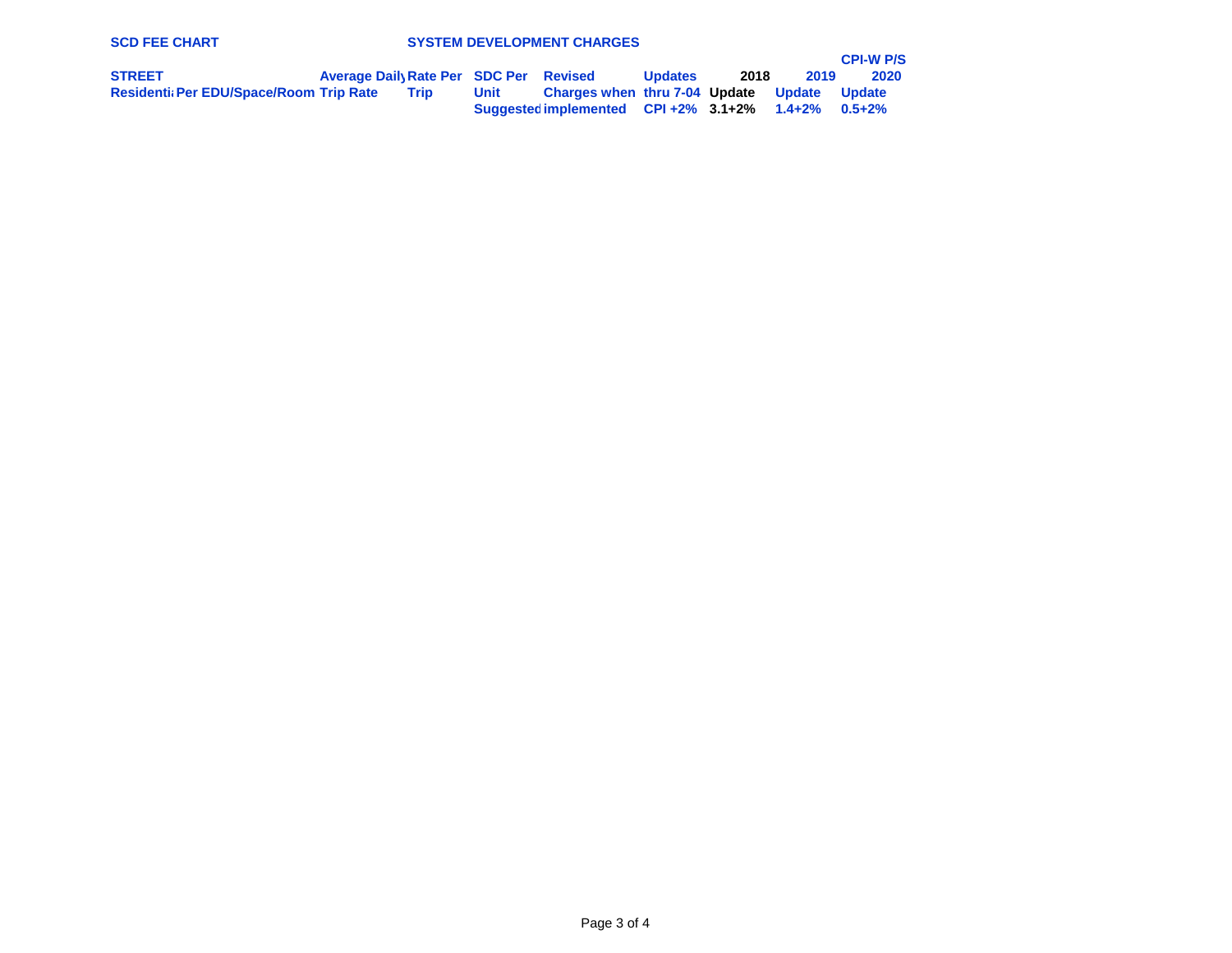**SCD FEE CHART** **SYSTEM DEVELOPMENT CHARGES**

| STREET | | Average Daily | Rate Per | SDC Per | Revised | Updates | 2018 | 2019 | CPI-W P/S 2020 |
|---|---|---|---|---|---|---|---|---|---|
| Residenti | Per EDU/Space/Room | Trip Rate | Trip | Unit | Charges when | thru 7-04 | Update | Update | Update |
| | | | | Suggested | implemented | CPI +2% | 3.1+2% | 1.4+2% | 0.5+2% |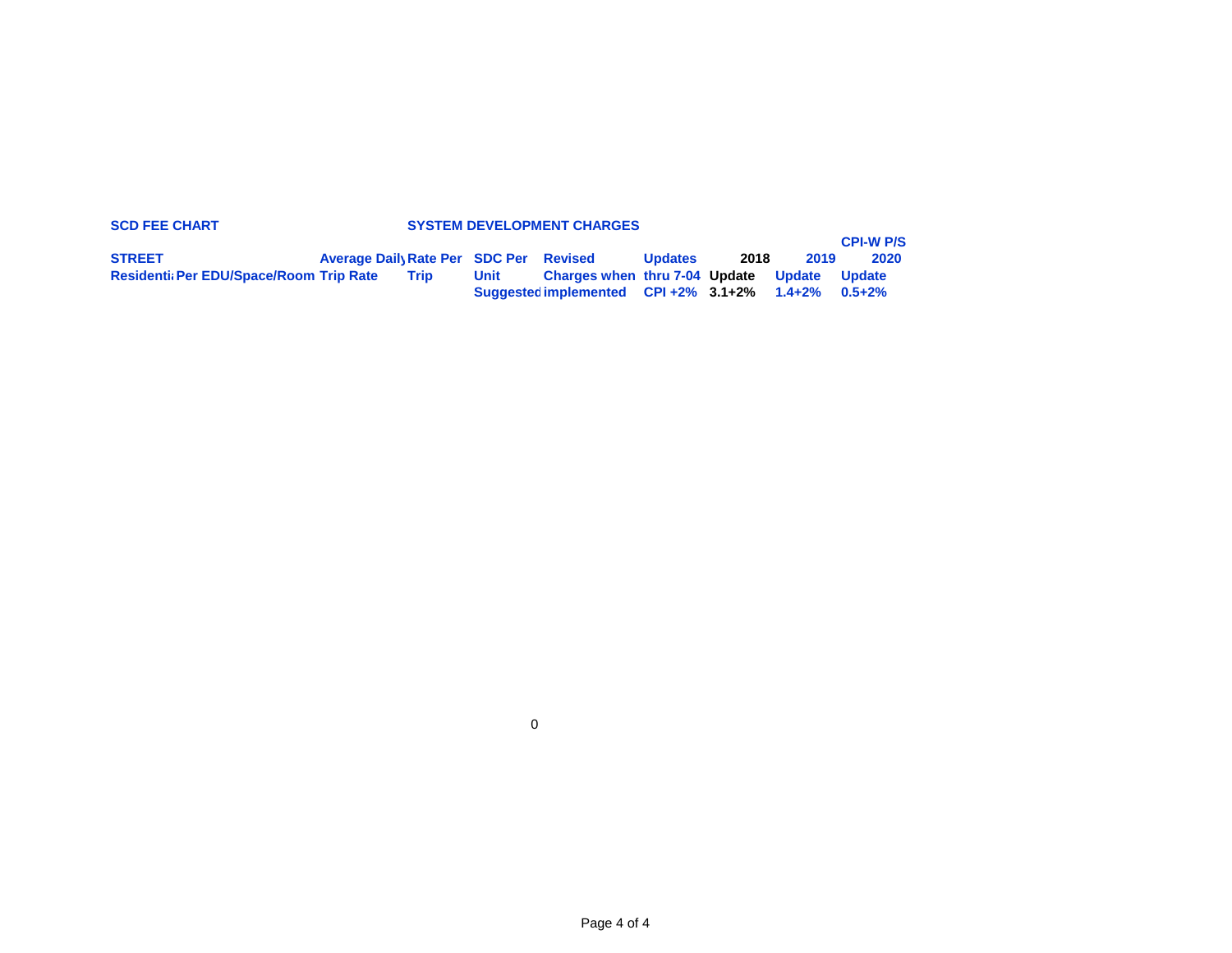**SCD FEE CHART** **SYSTEM DEVELOPMENT CHARGES**

| STREET | | | | | | | | | CPI-W P/S |
|---|---|---|---|---|---|---|---|---|---|
| STREET | | Average Daily | Rate Per | SDC Per | Revised | Updates | 2018 | 2019 | 2020 |
| Residenti | Per EDU/Space/Room | Trip Rate | Trip | Unit | Charges when | thru 7-04 | Update | Update | Update |
| | | | | Suggested | implemented | CPI +2% | 3.1+2% | 1.4+2% | 0.5+2% |

0